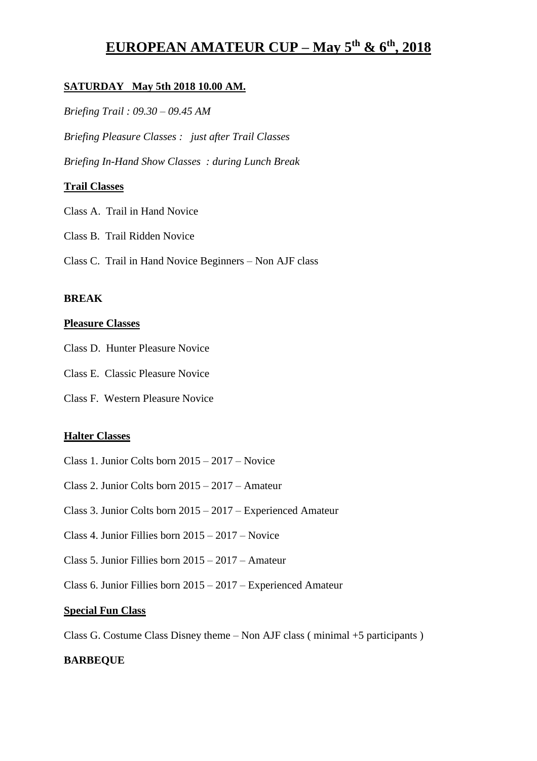# EUROPEAN AMATEUR CUP – May 5th & 6th, 2018

**SATURDAY May 5th 2018 10.00 AM.**

*Briefing Trail : 09.30 – 09.45 AM*

*Briefing Pleasure Classes : just after Trail Classes*

*Briefing In-Hand Show Classes : during Lunch Break*

**Trail Classes**

Class A. Trail in Hand Novice

Class B. Trail Ridden Novice

Class C. Trail in Hand Novice Beginners – Non AJF class

**BREAK**

**Pleasure Classes**

Class D. Hunter Pleasure Novice

Class E. Classic Pleasure Novice

Class F. Western Pleasure Novice

**Halter Classes**

Class 1. Junior Colts born 2015 – 2017 – Novice

Class 2. Junior Colts born 2015 – 2017 – Amateur

Class 3. Junior Colts born 2015 – 2017 – Experienced Amateur

Class 4. Junior Fillies born 2015 – 2017 – Novice

Class 5. Junior Fillies born 2015 – 2017 – Amateur

Class 6. Junior Fillies born 2015 – 2017 – Experienced Amateur

**Special Fun Class**

Class G. Costume Class Disney theme – Non AJF class ( minimal +5 participants )

**BARBEQUE**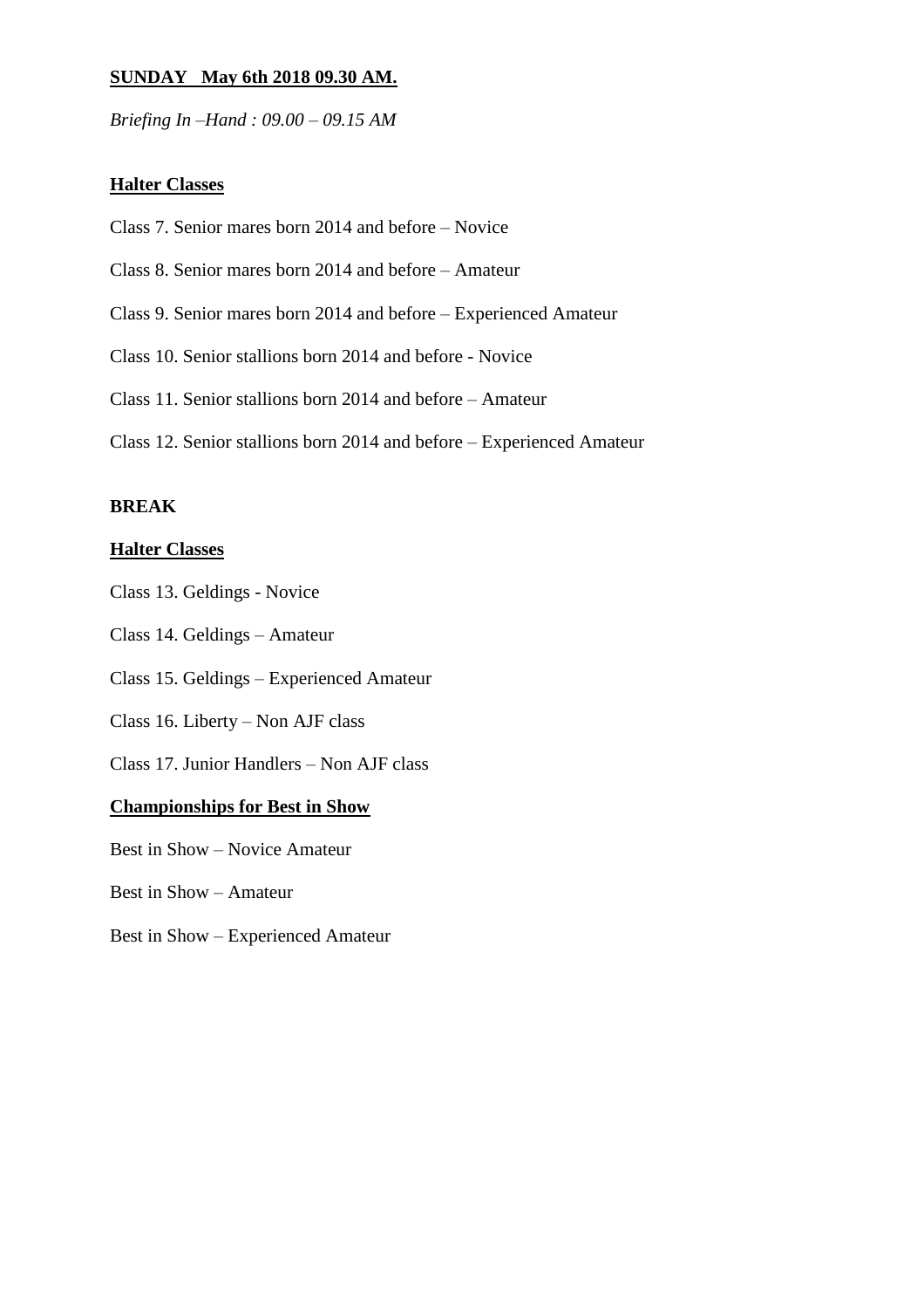**SUNDAY May 6th 2018 09.30 AM.**

*Briefing In –Hand : 09.00 – 09.15 AM*

**Halter Classes**

Class 7. Senior mares born 2014 and before – Novice

Class 8. Senior mares born 2014 and before – Amateur

Class 9. Senior mares born 2014 and before – Experienced Amateur

Class 10. Senior stallions born 2014 and before - Novice

Class 11. Senior stallions born 2014 and before – Amateur

Class 12. Senior stallions born 2014 and before – Experienced Amateur

**BREAK**

**Halter Classes**

Class 13. Geldings - Novice

Class 14. Geldings – Amateur

Class 15. Geldings – Experienced Amateur

Class 16. Liberty – Non AJF class

Class 17. Junior Handlers – Non AJF class

**Championships for Best in Show**

Best in Show – Novice Amateur

Best in Show – Amateur

Best in Show – Experienced Amateur